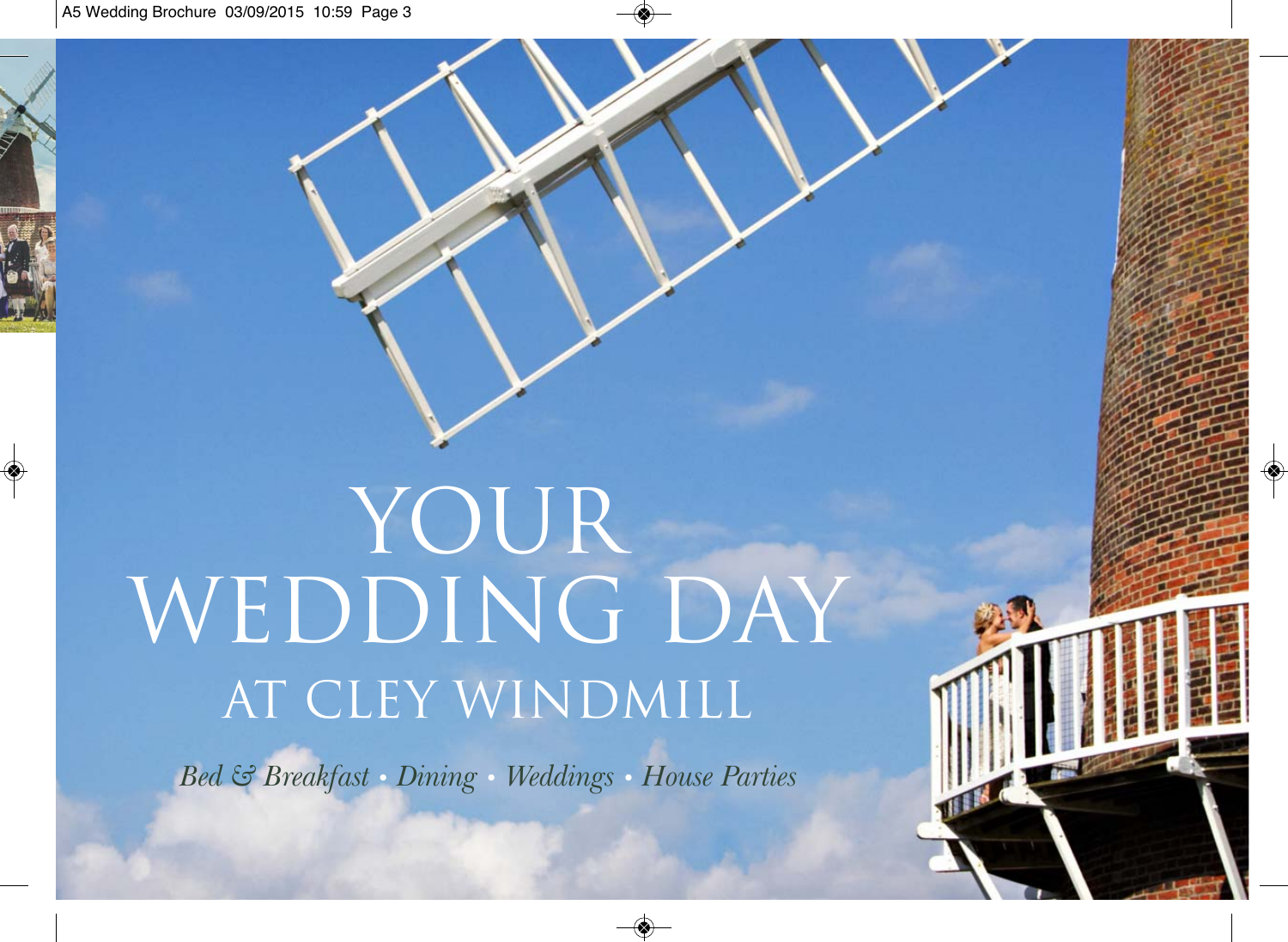# YOUR WEDDING DAY

## AT CLEY WINDMILL

*Bed & Breakfast • Dining • Weddings • House Parties*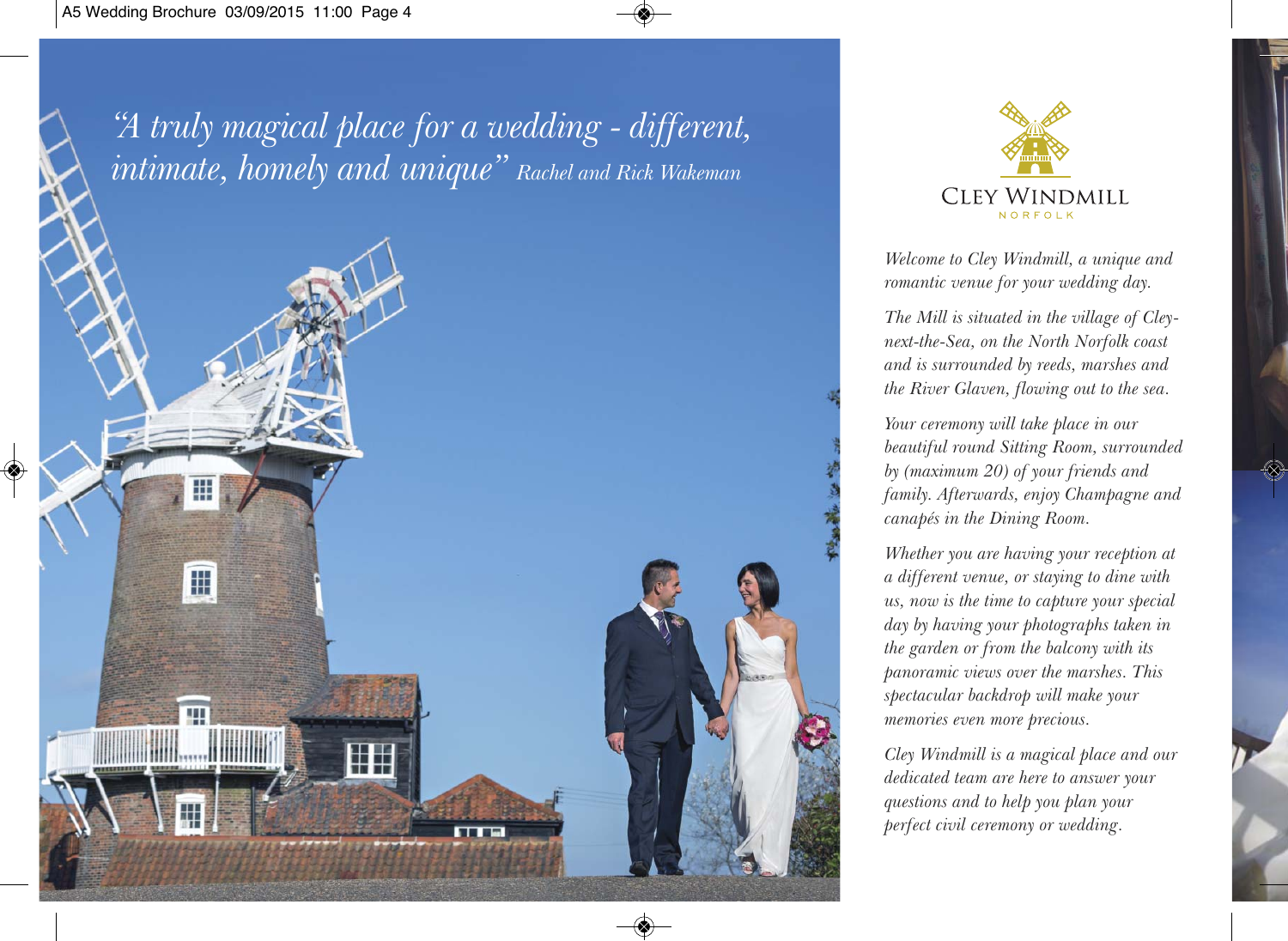*"A truly magical place for a wedding - different, intimate, homely and unique"* Rachel and Rick Wakeman

# CLEY WINDMILL
NORFOLK

*Welcome to Cley Windmill, a unique and romantic venue for your wedding day.*

*The Mill is situated in the village of Cley-next-the-Sea, on the North Norfolk coast and is surrounded by reeds, marshes and the River Glaven, flowing out to the sea.*

*Your ceremony will take place in our beautiful round Sitting Room, surrounded by (maximum 20) of your friends and family. Afterwards, enjoy Champagne and canapés in the Dining Room.*

*Whether you are having your reception at a different venue, or staying to dine with us, now is the time to capture your special day by having your photographs taken in the garden or from the balcony with its panoramic views over the marshes. This spectacular backdrop will make your memories even more precious.*

*Cley Windmill is a magical place and our dedicated team are here to answer your questions and to help you plan your perfect civil ceremony or wedding.*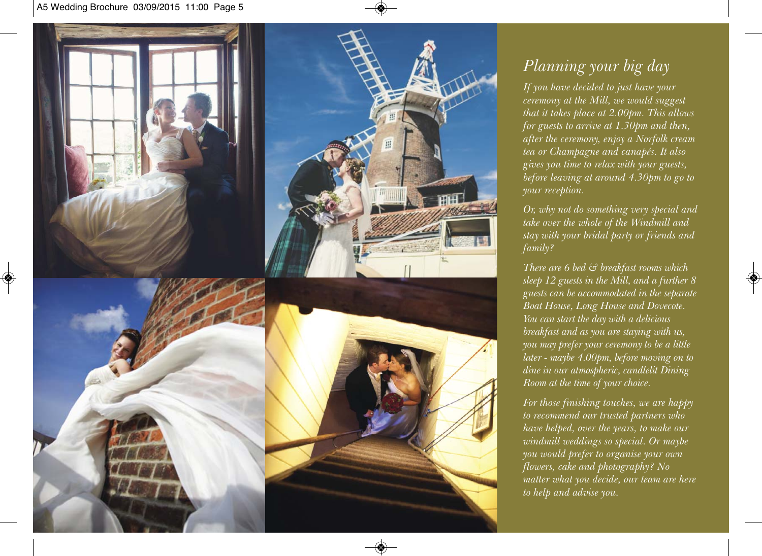# *Planning your big day*

*If you have decided to just have your ceremony at the Mill, we would suggest that it takes place at 2.00pm. This allows for guests to arrive at 1.30pm and then, after the ceremony, enjoy a Norfolk cream tea or Champagne and canapés. It also gives you time to relax with your guests, before leaving at around 4.30pm to go to your reception.*

*Or, why not do something very special and take over the whole of the Windmill and stay with your bridal party or friends and family?*

*There are 6 bed & breakfast rooms which sleep 12 guests in the Mill, and a further 8 guests can be accommodated in the separate Boat House, Long House and Dovecote. You can start the day with a delicious breakfast and as you are staying with us, you may prefer your ceremony to be a little later - maybe 4.00pm, before moving on to dine in our atmospheric, candlelit Dining Room at the time of your choice.*

*For those finishing touches, we are happy to recommend our trusted partners who have helped, over the years, to make our windmill weddings so special. Or maybe you would prefer to organise your own flowers, cake and photography? No matter what you decide, our team are here to help and advise you.*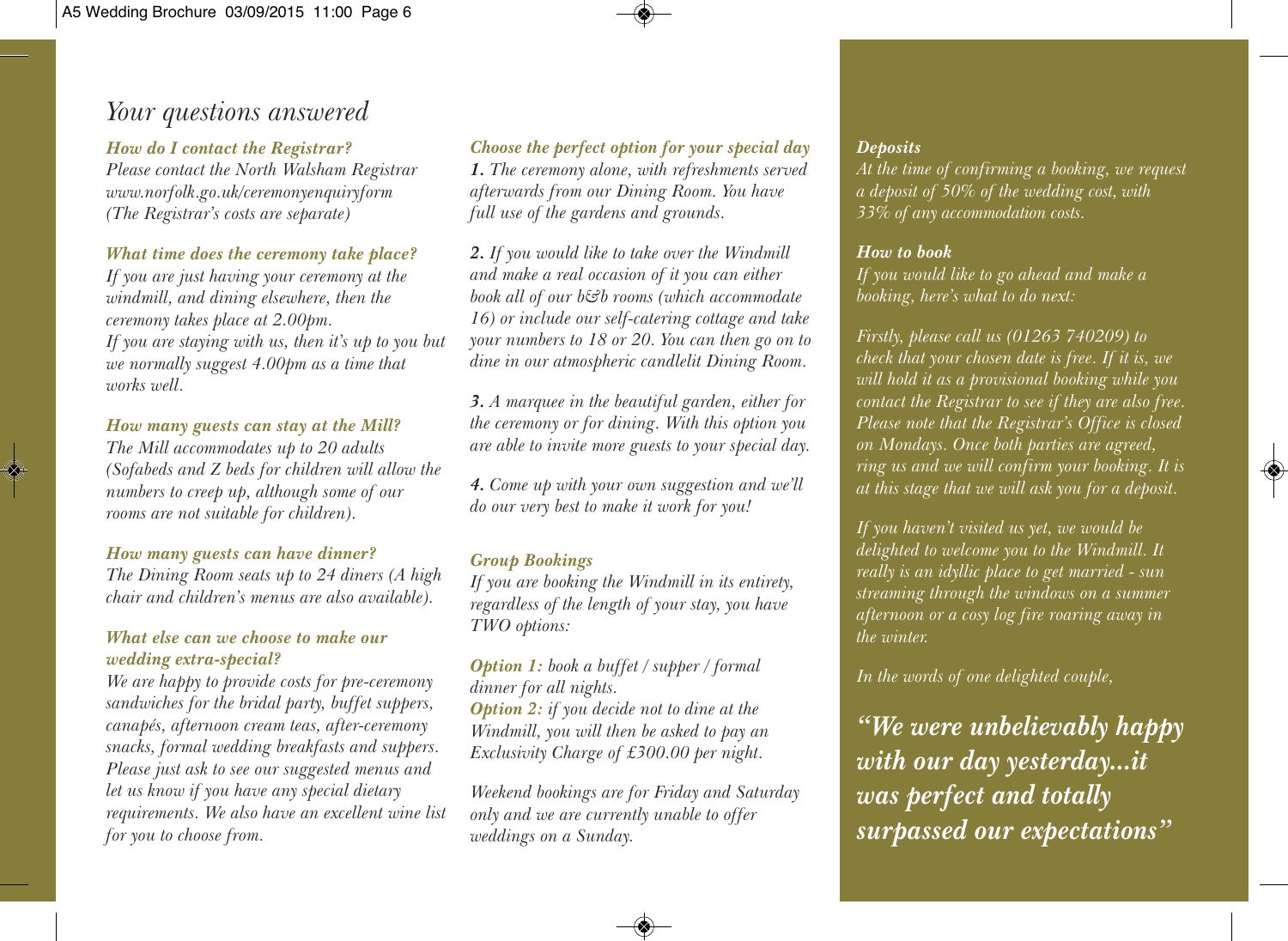# *Your questions answered*

***How do I contact the Registrar?***
*Please contact the North Walsham Registrar www.norfolk.go.uk/ceremonyenquiryform (The Registrar's costs are separate)*

***What time does the ceremony take place?***
*If you are just having your ceremony at the windmill, and dining elsewhere, then the ceremony takes place at 2.00pm.*
*If you are staying with us, then it's up to you but we normally suggest 4.00pm as a time that works well.*

***How many guests can stay at the Mill?***
*The Mill accommodates up to 20 adults (Sofabeds and Z beds for children will allow the numbers to creep up, although some of our rooms are not suitable for children).*

***How many guests can have dinner?***
*The Dining Room seats up to 24 diners (A high chair and children's menus are also available).*

***What else can we choose to make our wedding extra-special?***
*We are happy to provide costs for pre-ceremony sandwiches for the bridal party, buffet suppers, canapés, afternoon cream teas, after-ceremony snacks, formal wedding breakfasts and suppers. Please just ask to see our suggested menus and let us know if you have any special dietary requirements. We also have an excellent wine list for you to choose from.*

***Choose the perfect option for your special day***
***1.*** *The ceremony alone, with refreshments served afterwards from our Dining Room. You have full use of the gardens and grounds.*

***2.*** *If you would like to take over the Windmill and make a real occasion of it you can either book all of our b&b rooms (which accommodate 16) or include our self-catering cottage and take your numbers to 18 or 20. You can then go on to dine in our atmospheric candlelit Dining Room.*

***3.*** *A marquee in the beautiful garden, either for the ceremony or for dining. With this option you are able to invite more guests to your special day.*

***4.*** *Come up with your own suggestion and we'll do our very best to make it work for you!*

***Group Bookings***
*If you are booking the Windmill in its entirety, regardless of the length of your stay, you have TWO options:*

***Option 1:*** *book a buffet / supper / formal dinner for all nights.*
***Option 2:*** *if you decide not to dine at the Windmill, you will then be asked to pay an Exclusivity Charge of £300.00 per night.*

*Weekend bookings are for Friday and Saturday only and we are currently unable to offer weddings on a Sunday.*

***Deposits***
*At the time of confirming a booking, we request a deposit of 50% of the wedding cost, with 33% of any accommodation costs.*

***How to book***
*If you would like to go ahead and make a booking, here's what to do next:*

*Firstly, please call us (01263 740209) to check that your chosen date is free. If it is, we will hold it as a provisional booking while you contact the Registrar to see if they are also free. Please note that the Registrar's Office is closed on Mondays. Once both parties are agreed, ring us and we will confirm your booking. It is at this stage that we will ask you for a deposit.*

*If you haven't visited us yet, we would be delighted to welcome you to the Windmill. It really is an idyllic place to get married - sun streaming through the windows on a summer afternoon or a cosy log fire roaring away in the winter.*

*In the words of one delighted couple,*

***"We were unbelievably happy with our day yesterday...it was perfect and totally surpassed our expectations"***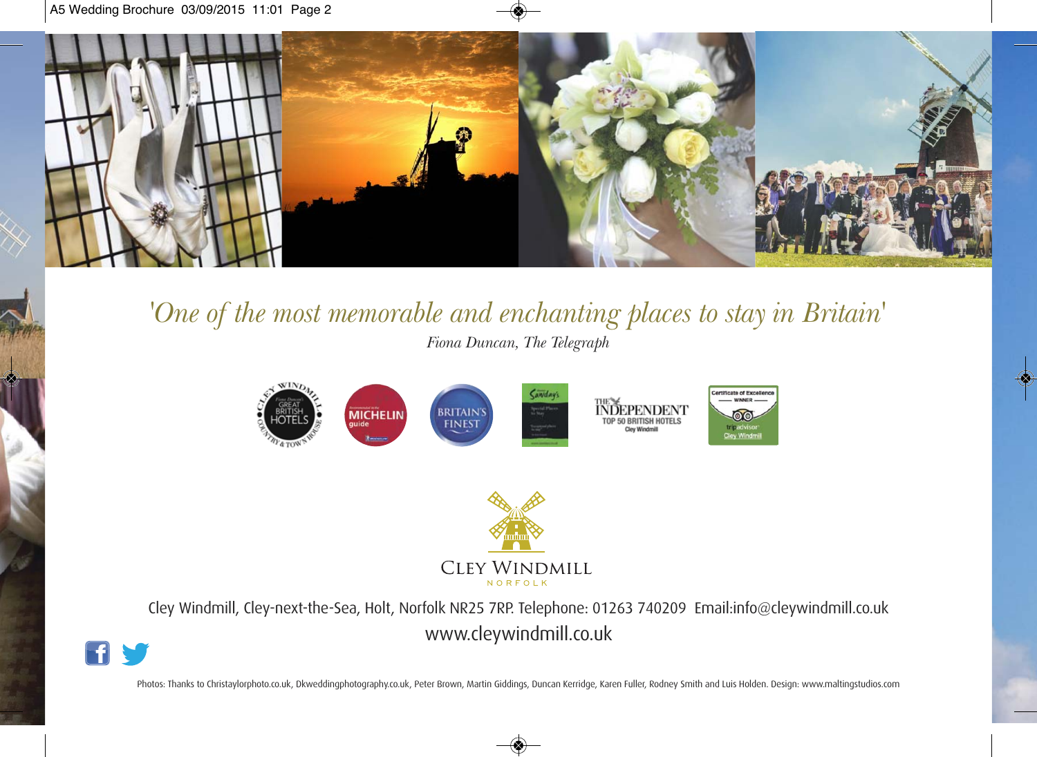*'One of the most memorable and enchanting places to stay in Britain'*

*Fiona Duncan, The Telegraph*

CLEY WINDMILL
NORFOLK

Cley Windmill, Cley-next-the-Sea, Holt, Norfolk NR25 7RP. Telephone: 01263 740209 Email:info@cleywindmill.co.uk

www.cleywindmill.co.uk

Photos: Thanks to Christaylorphoto.co.uk, Dkweddingphotography.co.uk, Peter Brown, Martin Giddings, Duncan Kerridge, Karen Fuller, Rodney Smith and Luis Holden. Design: www.maltingstudios.com